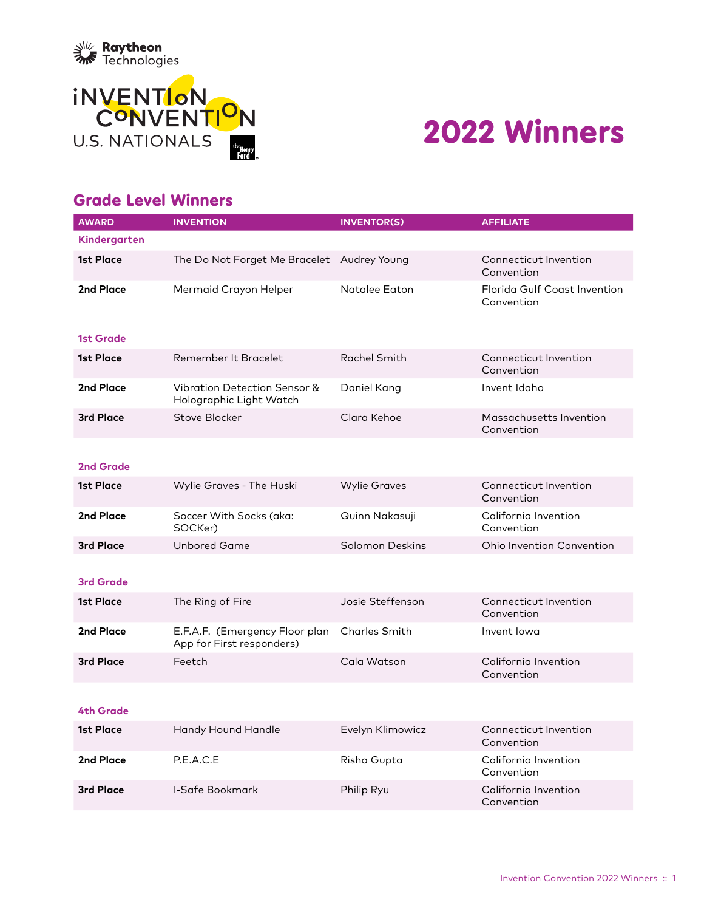Raytheon Technologies

INVENTION CONVENTION U.S. NATIONALS

# 2022 Winners

## Grade Level Winners

| AWARD | INVENTION | INVENTOR(S) | AFFILIATE |
|---|---|---|---|
| **Kindergarten** | | | |
| **1st Place** | The Do Not Forget Me Bracelet | Audrey Young | Connecticut Invention Convention |
| **2nd Place** | Mermaid Crayon Helper | Natalee Eaton | Florida Gulf Coast Invention Convention |
| **1st Grade** | | | |
| **1st Place** | Remember It Bracelet | Rachel Smith | Connecticut Invention Convention |
| **2nd Place** | Vibration Detection Sensor & Holographic Light Watch | Daniel Kang | Invent Idaho |
| **3rd Place** | Stove Blocker | Clara Kehoe | Massachusetts Invention Convention |
| **2nd Grade** | | | |
| **1st Place** | Wylie Graves - The Huski | Wylie Graves | Connecticut Invention Convention |
| **2nd Place** | Soccer With Socks (aka: SOCKer) | Quinn Nakasuji | California Invention Convention |
| **3rd Place** | Unbored Game | Solomon Deskins | Ohio Invention Convention |
| **3rd Grade** | | | |
| **1st Place** | The Ring of Fire | Josie Steffenson | Connecticut Invention Convention |
| **2nd Place** | E.F.A.F. (Emergency Floor plan App for First responders) | Charles Smith | Invent Iowa |
| **3rd Place** | Feetch | Cala Watson | California Invention Convention |
| **4th Grade** | | | |
| **1st Place** | Handy Hound Handle | Evelyn Klimowicz | Connecticut Invention Convention |
| **2nd Place** | P.E.A.C.E | Risha Gupta | California Invention Convention |
| **3rd Place** | I-Safe Bookmark | Philip Ryu | California Invention Convention |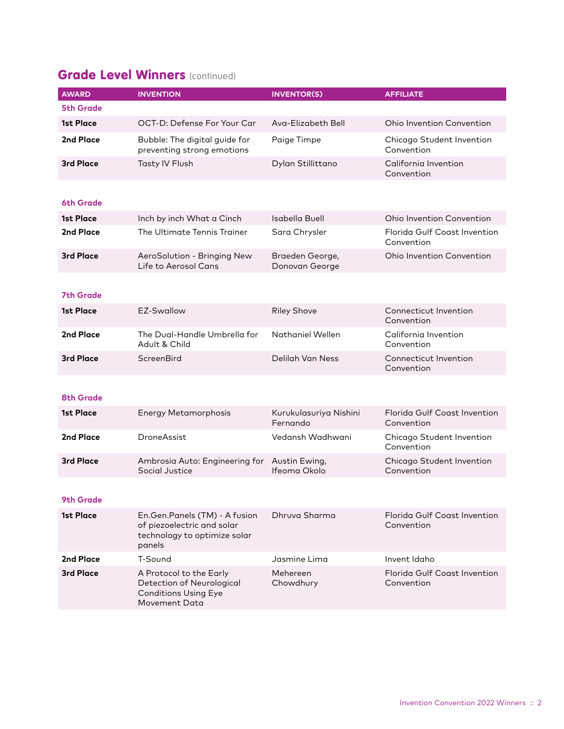## Grade Level Winners (continued)

| AWARD | INVENTION | INVENTOR(S) | AFFILIATE |
|---|---|---|---|
| **5th Grade** | | | |
| **1st Place** | OCT-D: Defense For Your Car | Ava-Elizabeth Bell | Ohio Invention Convention |
| **2nd Place** | Bubble: The digital guide for preventing strong emotions | Paige Timpe | Chicago Student Invention Convention |
| **3rd Place** | Tasty IV Flush | Dylan Stillittano | California Invention Convention |
| **6th Grade** | | | |
| **1st Place** | Inch by inch What a Cinch | Isabella Buell | Ohio Invention Convention |
| **2nd Place** | The Ultimate Tennis Trainer | Sara Chrysler | Florida Gulf Coast Invention Convention |
| **3rd Place** | AeroSolution - Bringing New Life to Aerosol Cans | Braeden George, Donovan George | Ohio Invention Convention |
| **7th Grade** | | | |
| **1st Place** | EZ-Swallow | Riley Shove | Connecticut Invention Convention |
| **2nd Place** | The Dual-Handle Umbrella for Adult & Child | Nathaniel Wellen | California Invention Convention |
| **3rd Place** | ScreenBird | Delilah Van Ness | Connecticut Invention Convention |
| **8th Grade** | | | |
| **1st Place** | Energy Metamorphosis | Kurukulasuriya Nishini Fernando | Florida Gulf Coast Invention Convention |
| **2nd Place** | DroneAssist | Vedansh Wadhwani | Chicago Student Invention Convention |
| **3rd Place** | Ambrosia Auto: Engineering for Social Justice | Austin Ewing, Ifeoma Okolo | Chicago Student Invention Convention |
| **9th Grade** | | | |
| **1st Place** | En.Gen.Panels (TM) - A fusion of piezoelectric and solar technology to optimize solar panels | Dhruva Sharma | Florida Gulf Coast Invention Convention |
| **2nd Place** | T-Sound | Jasmine Lima | Invent Idaho |
| **3rd Place** | A Protocol to the Early Detection of Neurological Conditions Using Eye Movement Data | Mehereen Chowdhury | Florida Gulf Coast Invention Convention |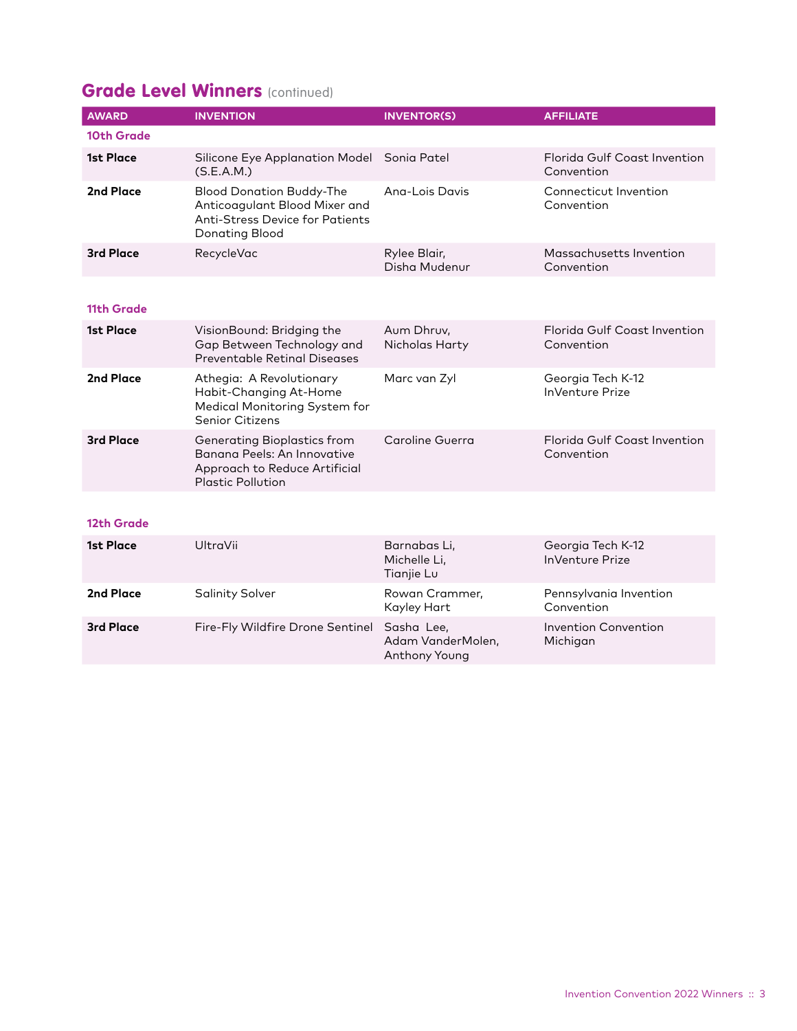## Grade Level Winners (continued)

| AWARD | INVENTION | INVENTOR(S) | AFFILIATE |
|---|---|---|---|
| **10th Grade** | | | |
| **1st Place** | Silicone Eye Applanation Model (S.E.A.M.) | Sonia Patel | Florida Gulf Coast Invention Convention |
| **2nd Place** | Blood Donation Buddy-The Anticoagulant Blood Mixer and Anti-Stress Device for Patients Donating Blood | Ana-Lois Davis | Connecticut Invention Convention |
| **3rd Place** | RecycleVac | Rylee Blair, Disha Mudenur | Massachusetts Invention Convention |
| **11th Grade** | | | |
| **1st Place** | VisionBound: Bridging the Gap Between Technology and Preventable Retinal Diseases | Aum Dhruv, Nicholas Harty | Florida Gulf Coast Invention Convention |
| **2nd Place** | Athegia: A Revolutionary Habit-Changing At-Home Medical Monitoring System for Senior Citizens | Marc van Zyl | Georgia Tech K-12 InVenture Prize |
| **3rd Place** | Generating Bioplastics from Banana Peels: An Innovative Approach to Reduce Artificial Plastic Pollution | Caroline Guerra | Florida Gulf Coast Invention Convention |
| **12th Grade** | | | |
| **1st Place** | UltraVii | Barnabas Li, Michelle Li, Tianjie Lu | Georgia Tech K-12 InVenture Prize |
| **2nd Place** | Salinity Solver | Rowan Crammer, Kayley Hart | Pennsylvania Invention Convention |
| **3rd Place** | Fire-Fly Wildfire Drone Sentinel | Sasha Lee, Adam VanderMolen, Anthony Young | Invention Convention Michigan |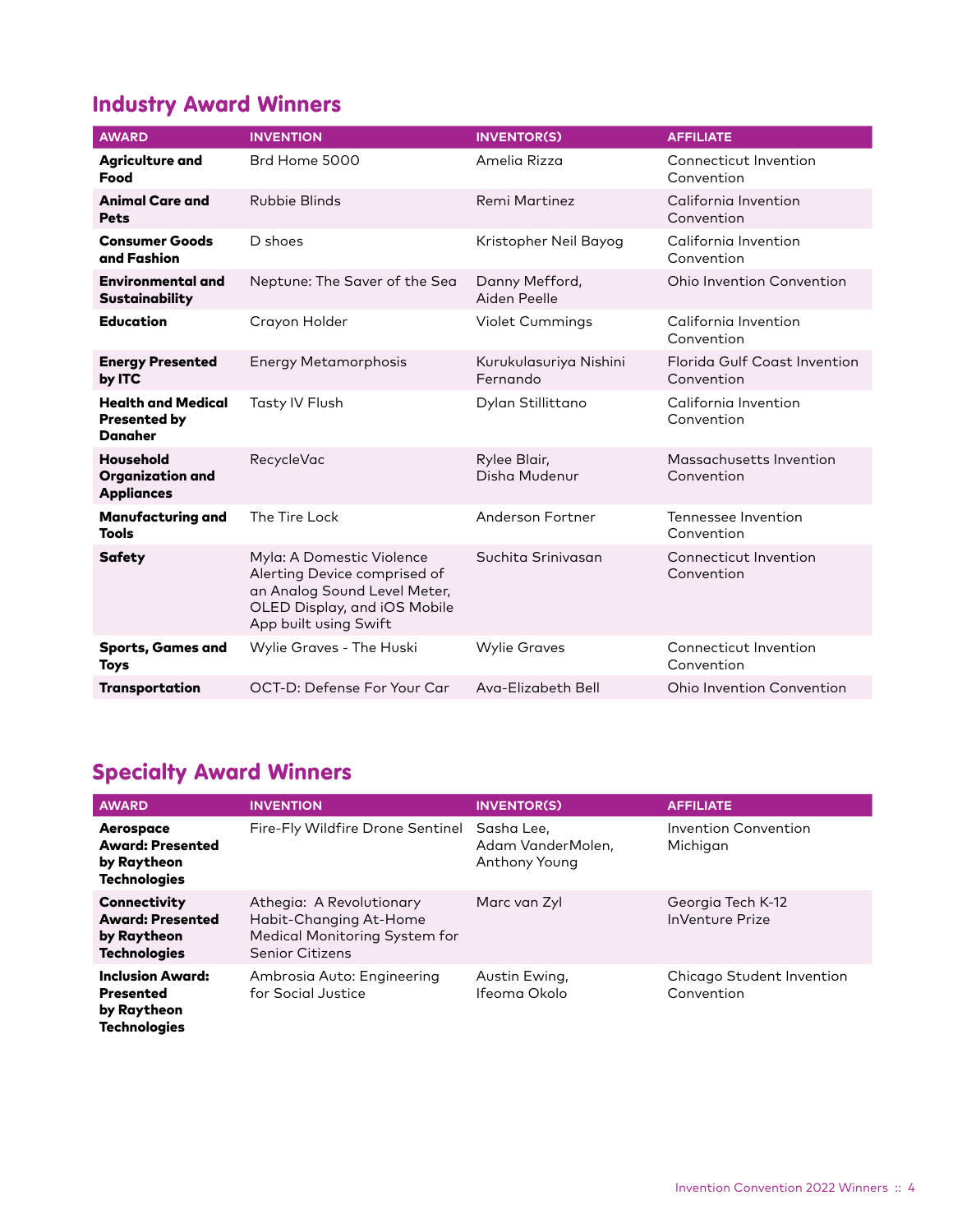## Industry Award Winners

| AWARD | INVENTION | INVENTOR(S) | AFFILIATE |
|---|---|---|---|
| **Agriculture and Food** | Brd Home 5000 | Amelia Rizza | Connecticut Invention Convention |
| **Animal Care and Pets** | Rubbie Blinds | Remi Martinez | California Invention Convention |
| **Consumer Goods and Fashion** | D shoes | Kristopher Neil Bayog | California Invention Convention |
| **Environmental and Sustainability** | Neptune: The Saver of the Sea | Danny Mefford, Aiden Peelle | Ohio Invention Convention |
| **Education** | Crayon Holder | Violet Cummings | California Invention Convention |
| **Energy Presented by ITC** | Energy Metamorphosis | Kurukulasuriya Nishini Fernando | Florida Gulf Coast Invention Convention |
| **Health and Medical Presented by Danaher** | Tasty IV Flush | Dylan Stillittano | California Invention Convention |
| **Household Organization and Appliances** | RecycleVac | Rylee Blair, Disha Mudenur | Massachusetts Invention Convention |
| **Manufacturing and Tools** | The Tire Lock | Anderson Fortner | Tennessee Invention Convention |
| **Safety** | Myla: A Domestic Violence Alerting Device comprised of an Analog Sound Level Meter, OLED Display, and iOS Mobile App built using Swift | Suchita Srinivasan | Connecticut Invention Convention |
| **Sports, Games and Toys** | Wylie Graves - The Huski | Wylie Graves | Connecticut Invention Convention |
| **Transportation** | OCT-D: Defense For Your Car | Ava-Elizabeth Bell | Ohio Invention Convention |

## Specialty Award Winners

| AWARD | INVENTION | INVENTOR(S) | AFFILIATE |
|---|---|---|---|
| **Aerospace Award: Presented by Raytheon Technologies** | Fire-Fly Wildfire Drone Sentinel | Sasha Lee, Adam VanderMolen, Anthony Young | Invention Convention Michigan |
| **Connectivity Award: Presented by Raytheon Technologies** | Athegia: A Revolutionary Habit-Changing At-Home Medical Monitoring System for Senior Citizens | Marc van Zyl | Georgia Tech K-12 InVenture Prize |
| **Inclusion Award: Presented by Raytheon Technologies** | Ambrosia Auto: Engineering for Social Justice | Austin Ewing, Ifeoma Okolo | Chicago Student Invention Convention |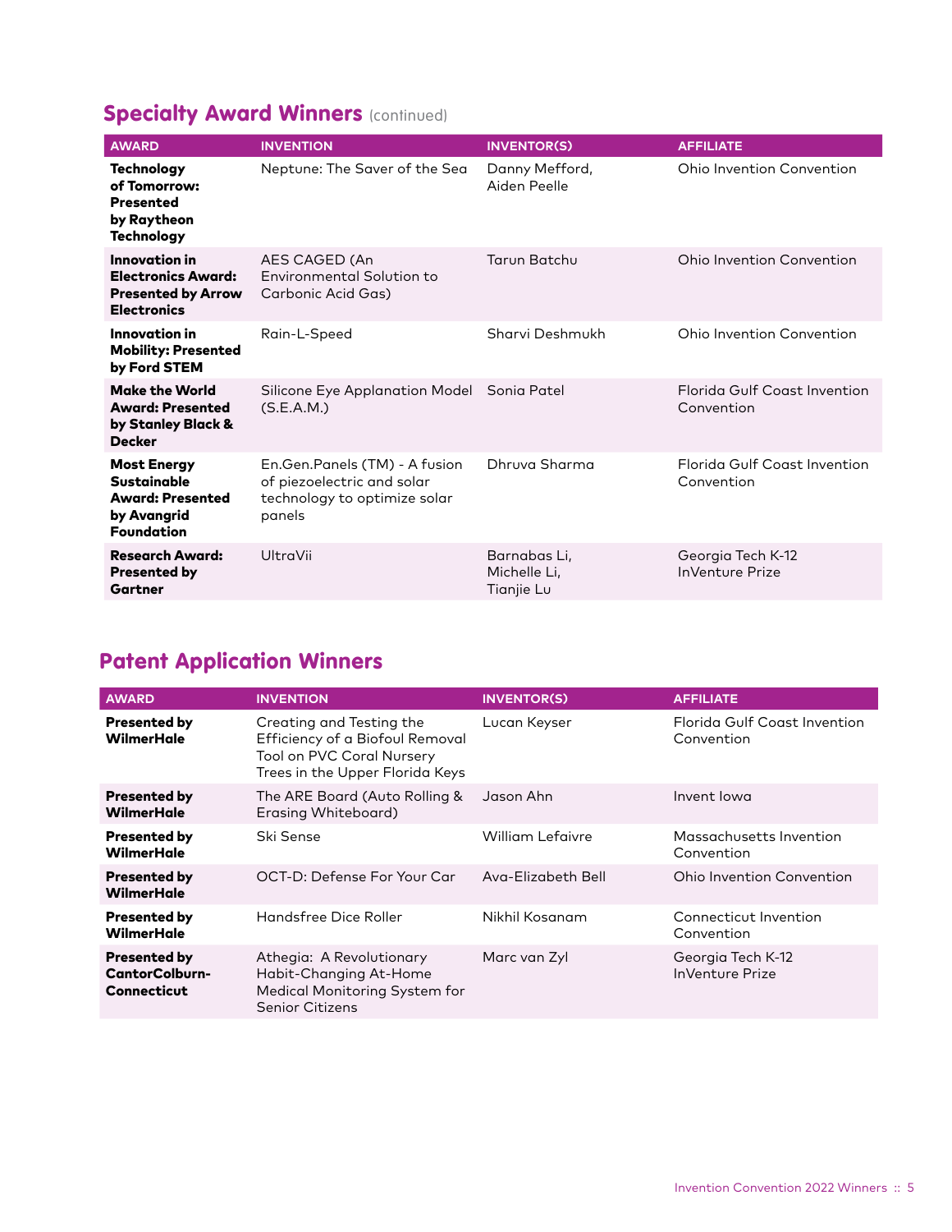## Specialty Award Winners (continued)

| AWARD | INVENTION | INVENTOR(S) | AFFILIATE |
|---|---|---|---|
| **Technology of Tomorrow: Presented by Raytheon Technology** | Neptune: The Saver of the Sea | Danny Mefford, Aiden Peelle | Ohio Invention Convention |
| **Innovation in Electronics Award: Presented by Arrow Electronics** | AES CAGED (An Environmental Solution to Carbonic Acid Gas) | Tarun Batchu | Ohio Invention Convention |
| **Innovation in Mobility: Presented by Ford STEM** | Rain-L-Speed | Sharvi Deshmukh | Ohio Invention Convention |
| **Make the World Award: Presented by Stanley Black & Decker** | Silicone Eye Applanation Model (S.E.A.M.) | Sonia Patel | Florida Gulf Coast Invention Convention |
| **Most Energy Sustainable Award: Presented by Avangrid Foundation** | En.Gen.Panels (TM) - A fusion of piezoelectric and solar technology to optimize solar panels | Dhruva Sharma | Florida Gulf Coast Invention Convention |
| **Research Award: Presented by Gartner** | UltraVii | Barnabas Li, Michelle Li, Tianjie Lu | Georgia Tech K-12 InVenture Prize |

## Patent Application Winners

| AWARD | INVENTION | INVENTOR(S) | AFFILIATE |
|---|---|---|---|
| **Presented by WilmerHale** | Creating and Testing the Efficiency of a Biofoul Removal Tool on PVC Coral Nursery Trees in the Upper Florida Keys | Lucan Keyser | Florida Gulf Coast Invention Convention |
| **Presented by WilmerHale** | The ARE Board (Auto Rolling & Erasing Whiteboard) | Jason Ahn | Invent Iowa |
| **Presented by WilmerHale** | Ski Sense | William Lefaivre | Massachusetts Invention Convention |
| **Presented by WilmerHale** | OCT-D: Defense For Your Car | Ava-Elizabeth Bell | Ohio Invention Convention |
| **Presented by WilmerHale** | Handsfree Dice Roller | Nikhil Kosanam | Connecticut Invention Convention |
| **Presented by CantorColburn-Connecticut** | Athegia: A Revolutionary Habit-Changing At-Home Medical Monitoring System for Senior Citizens | Marc van Zyl | Georgia Tech K-12 InVenture Prize |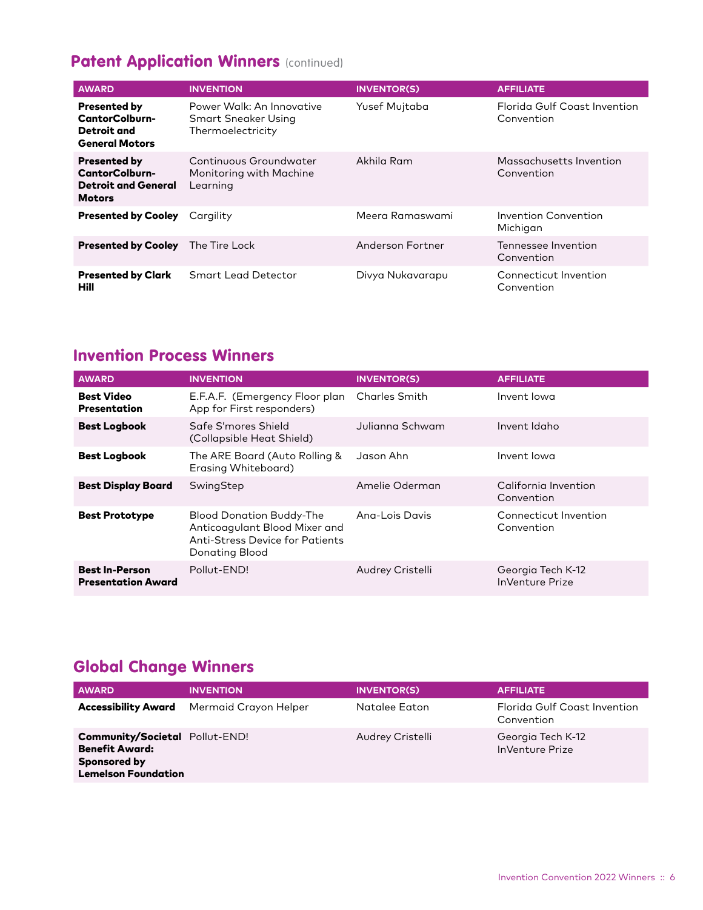## Patent Application Winners (continued)

| AWARD | INVENTION | INVENTOR(S) | AFFILIATE |
|---|---|---|---|
| **Presented by CantorColburn-Detroit and General Motors** | Power Walk: An Innovative Smart Sneaker Using Thermoelectricity | Yusef Mujtaba | Florida Gulf Coast Invention Convention |
| **Presented by CantorColburn-Detroit and General Motors** | Continuous Groundwater Monitoring with Machine Learning | Akhila Ram | Massachusetts Invention Convention |
| **Presented by Cooley** | Cargility | Meera Ramaswami | Invention Convention Michigan |
| **Presented by Cooley** | The Tire Lock | Anderson Fortner | Tennessee Invention Convention |
| **Presented by Clark Hill** | Smart Lead Detector | Divya Nukavarapu | Connecticut Invention Convention |

## Invention Process Winners

| AWARD | INVENTION | INVENTOR(S) | AFFILIATE |
|---|---|---|---|
| **Best Video Presentation** | E.F.A.F. (Emergency Floor plan App for First responders) | Charles Smith | Invent Iowa |
| **Best Logbook** | Safe S'mores Shield (Collapsible Heat Shield) | Julianna Schwam | Invent Idaho |
| **Best Logbook** | The ARE Board (Auto Rolling & Erasing Whiteboard) | Jason Ahn | Invent Iowa |
| **Best Display Board** | SwingStep | Amelie Oderman | California Invention Convention |
| **Best Prototype** | Blood Donation Buddy-The Anticoagulant Blood Mixer and Anti-Stress Device for Patients Donating Blood | Ana-Lois Davis | Connecticut Invention Convention |
| **Best In-Person Presentation Award** | Pollut-END! | Audrey Cristelli | Georgia Tech K-12 InVenture Prize |

## Global Change Winners

| AWARD | INVENTION | INVENTOR(S) | AFFILIATE |
|---|---|---|---|
| **Accessibility Award** | Mermaid Crayon Helper | Natalee Eaton | Florida Gulf Coast Invention Convention |
| **Community/Societal Benefit Award: Sponsored by Lemelson Foundation** | Pollut-END! | Audrey Cristelli | Georgia Tech K-12 InVenture Prize |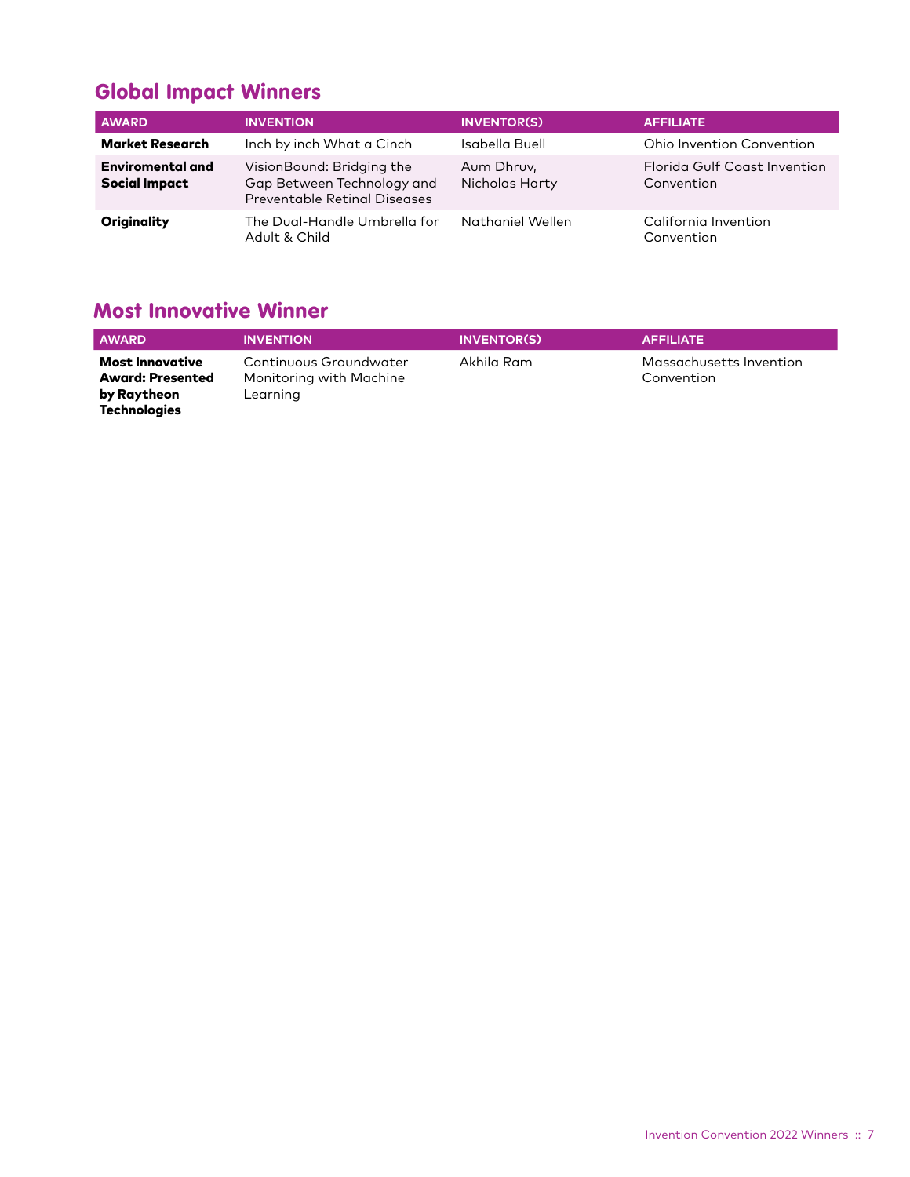## Global Impact Winners

| AWARD | INVENTION | INVENTOR(S) | AFFILIATE |
|---|---|---|---|
| **Market Research** | Inch by inch What a Cinch | Isabella Buell | Ohio Invention Convention |
| **Enviromental and Social Impact** | VisionBound: Bridging the Gap Between Technology and Preventable Retinal Diseases | Aum Dhruv, Nicholas Harty | Florida Gulf Coast Invention Convention |
| **Originality** | The Dual-Handle Umbrella for Adult & Child | Nathaniel Wellen | California Invention Convention |

## Most Innovative Winner

| AWARD | INVENTION | INVENTOR(S) | AFFILIATE |
|---|---|---|---|
| **Most Innovative Award: Presented by Raytheon Technologies** | Continuous Groundwater Monitoring with Machine Learning | Akhila Ram | Massachusetts Invention Convention |